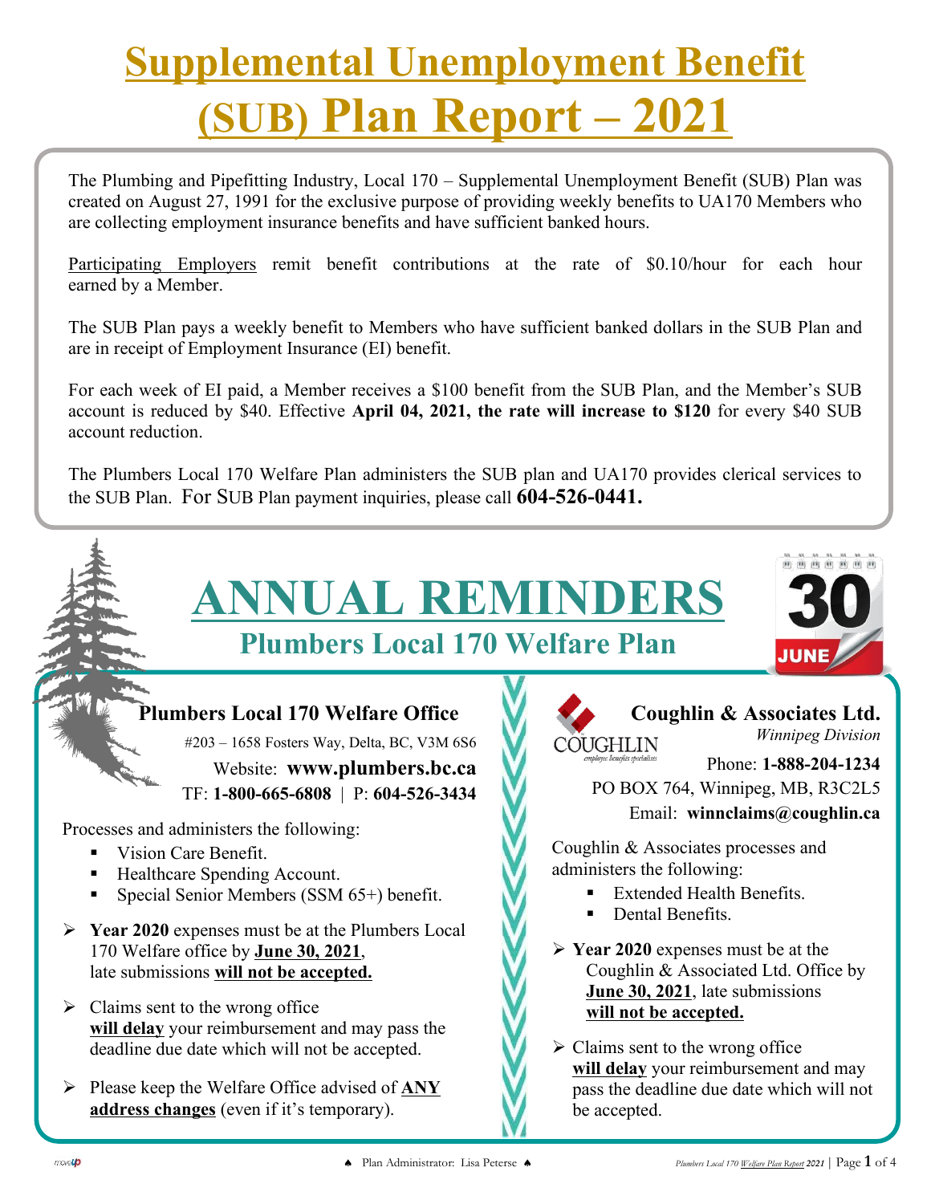# Supplemental Unemployment Benefit (SUB) Plan Report – 2021

The Plumbing and Pipefitting Industry, Local 170 – Supplemental Unemployment Benefit (SUB) Plan was created on August 27, 1991 for the exclusive purpose of providing weekly benefits to UA170 Members who are collecting employment insurance benefits and have sufficient banked hours.

Participating Employers remit benefit contributions at the rate of $0.10/hour for each hour earned by a Member.

The SUB Plan pays a weekly benefit to Members who have sufficient banked dollars in the SUB Plan and are in receipt of Employment Insurance (EI) benefit.

For each week of EI paid, a Member receives a $100 benefit from the SUB Plan, and the Member's SUB account is reduced by $40. Effective **April 04, 2021, the rate will increase to $120** for every $40 SUB account reduction.

The Plumbers Local 170 Welfare Plan administers the SUB plan and UA170 provides clerical services to the SUB Plan. For SUB Plan payment inquiries, please call **604-526-0441.**

# ANNUAL REMINDERS

## Plumbers Local 170 Welfare Plan

### Plumbers Local 170 Welfare Office

#203 – 1658 Fosters Way, Delta, BC, V3M 6S6
Website: **www.plumbers.bc.ca**
TF: **1-800-665-6808** | P: **604-526-3434**

Processes and administers the following:

- Vision Care Benefit.
- Healthcare Spending Account.
- Special Senior Members (SSM 65+) benefit.

- **Year 2020** expenses must be at the Plumbers Local 170 Welfare office by **June 30, 2021**, late submissions **will not be accepted.**
- Claims sent to the wrong office **will delay** your reimbursement and may pass the deadline due date which will not be accepted.
- Please keep the Welfare Office advised of **ANY address changes** (even if it's temporary).

### Coughlin & Associates Ltd.

*Winnipeg Division*
Phone: **1-888-204-1234**
PO BOX 764, Winnipeg, MB, R3C2L5
Email: **winnclaims@coughlin.ca**

Coughlin & Associates processes and administers the following:

- Extended Health Benefits.
- Dental Benefits.

- **Year 2020** expenses must be at the Coughlin & Associated Ltd. Office by **June 30, 2021**, late submissions **will not be accepted.**
- Claims sent to the wrong office **will delay** your reimbursement and may pass the deadline due date which will not be accepted.

Plan Administrator: Lisa Peterse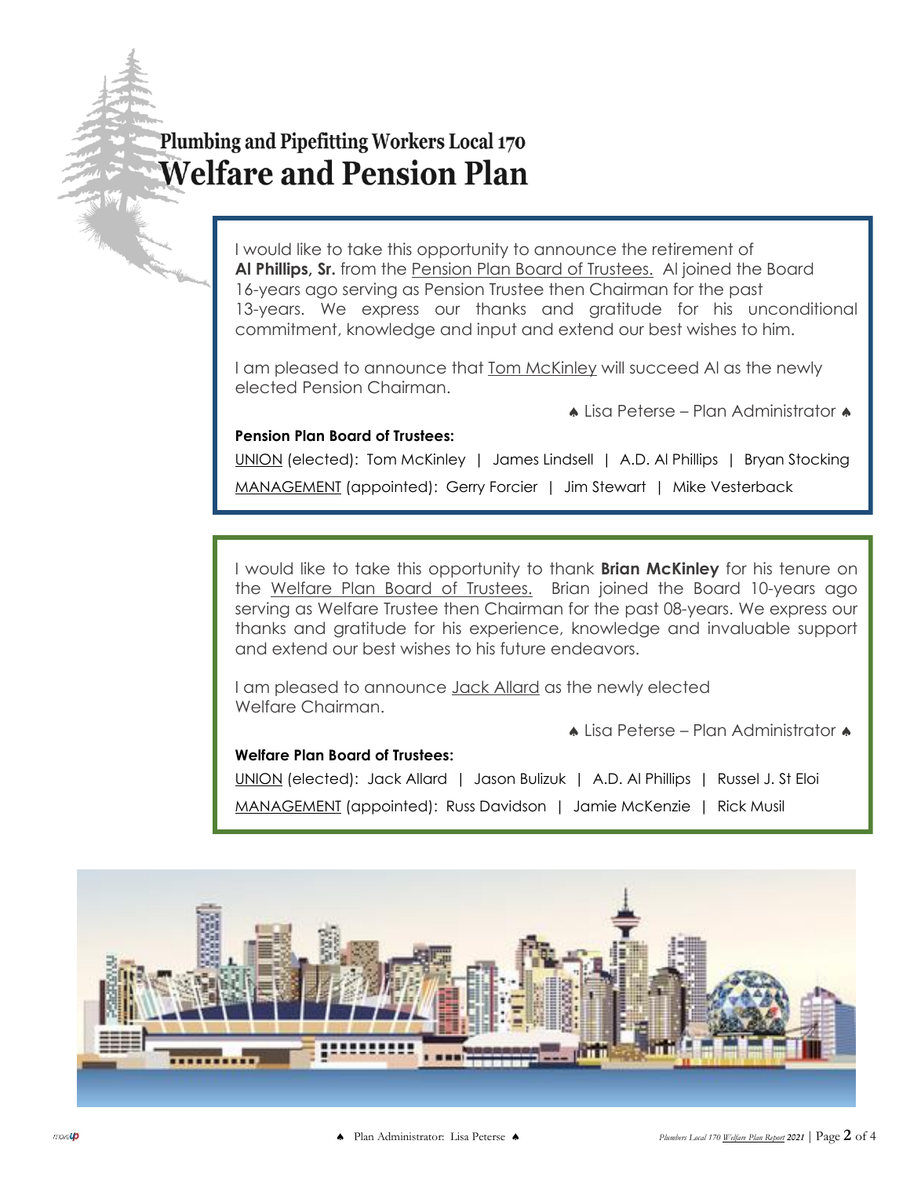# Plumbing and Pipefitting Workers Local 170

# Welfare and Pension Plan

I would like to take this opportunity to announce the retirement of **Al Phillips, Sr.** from the Pension Plan Board of Trustees. Al joined the Board 16-years ago serving as Pension Trustee then Chairman for the past 13-years. We express our thanks and gratitude for his unconditional commitment, knowledge and input and extend our best wishes to him.

I am pleased to announce that Tom McKinley will succeed Al as the newly elected Pension Chairman.

♠ Lisa Peterse – Plan Administrator ♠

**Pension Plan Board of Trustees:**

UNION (elected): Tom McKinley | James Lindsell | A.D. Al Phillips | Bryan Stocking

MANAGEMENT (appointed): Gerry Forcier | Jim Stewart | Mike Vesterback

I would like to take this opportunity to thank **Brian McKinley** for his tenure on the Welfare Plan Board of Trustees. Brian joined the Board 10-years ago serving as Welfare Trustee then Chairman for the past 08-years. We express our thanks and gratitude for his experience, knowledge and invaluable support and extend our best wishes to his future endeavors.

I am pleased to announce Jack Allard as the newly elected Welfare Chairman.

♠ Lisa Peterse – Plan Administrator ♠

**Welfare Plan Board of Trustees:**

UNION (elected): Jack Allard | Jason Bulizuk | A.D. Al Phillips | Russel J. St Eloi

MANAGEMENT (appointed): Russ Davidson | Jamie McKenzie | Rick Musil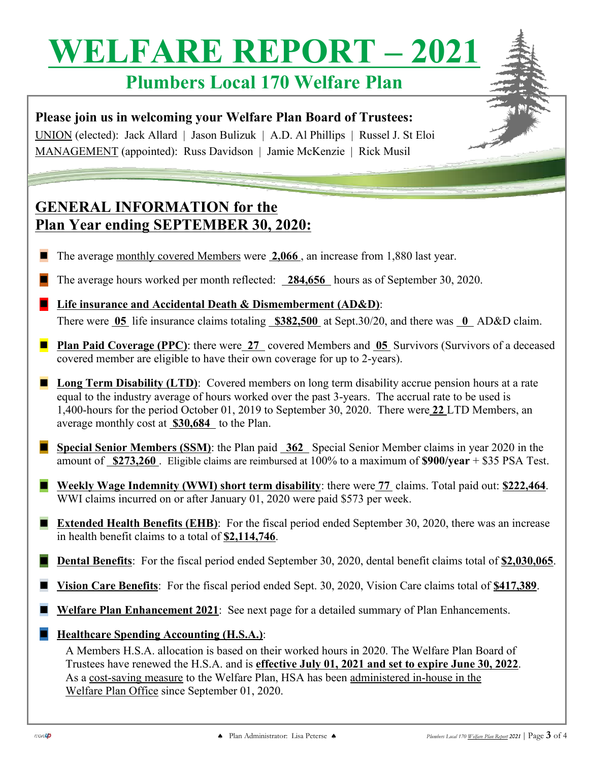# WELFARE REPORT – 2021

## Plumbers Local 170 Welfare Plan

**Please join us in welcoming your Welfare Plan Board of Trustees:**

UNION (elected): Jack Allard | Jason Bulizuk | A.D. Al Phillips | Russel J. St Eloi

MANAGEMENT (appointed): Russ Davidson | Jamie McKenzie | Rick Musil

## GENERAL INFORMATION for the Plan Year ending SEPTEMBER 30, 2020:

- The average monthly covered Members were **2,066**, an increase from 1,880 last year.
- The average hours worked per month reflected: **284,656** hours as of September 30, 2020.
- **Life insurance and Accidental Death & Dismemberment (AD&D)**: There were **05** life insurance claims totaling **$382,500** at Sept.30/20, and there was **0** AD&D claim.
- **Plan Paid Coverage (PPC)**: there were **27** covered Members and **05** Survivors (Survivors of a deceased covered member are eligible to have their own coverage for up to 2-years).
- **Long Term Disability (LTD)**: Covered members on long term disability accrue pension hours at a rate equal to the industry average of hours worked over the past 3-years. The accrual rate to be used is 1,400-hours for the period October 01, 2019 to September 30, 2020. There were **22** LTD Members, an average monthly cost at **$30,684** to the Plan.
- **Special Senior Members (SSM)**: the Plan paid **362** Special Senior Member claims in year 2020 in the amount of **$273,260**. Eligible claims are reimbursed at 100% to a maximum of **$900/year** + $35 PSA Test.
- **Weekly Wage Indemnity (WWI) short term disability**: there were **77** claims. Total paid out: **$222,464**. WWI claims incurred on or after January 01, 2020 were paid $573 per week.
- **Extended Health Benefits (EHB)**: For the fiscal period ended September 30, 2020, there was an increase in health benefit claims to a total of **$2,114,746**.
- **Dental Benefits**: For the fiscal period ended September 30, 2020, dental benefit claims total of **$2,030,065**.
- **Vision Care Benefits**: For the fiscal period ended Sept. 30, 2020, Vision Care claims total of **$417,389**.
- **Welfare Plan Enhancement 2021**: See next page for a detailed summary of Plan Enhancements.
- **Healthcare Spending Accounting (H.S.A.)**:

  A Members H.S.A. allocation is based on their worked hours in 2020. The Welfare Plan Board of Trustees have renewed the H.S.A. and is **effective July 01, 2021 and set to expire June 30, 2022**. As a cost-saving measure to the Welfare Plan, HSA has been administered in-house in the Welfare Plan Office since September 01, 2020.

♠ Plan Administrator: Lisa Peterse ♠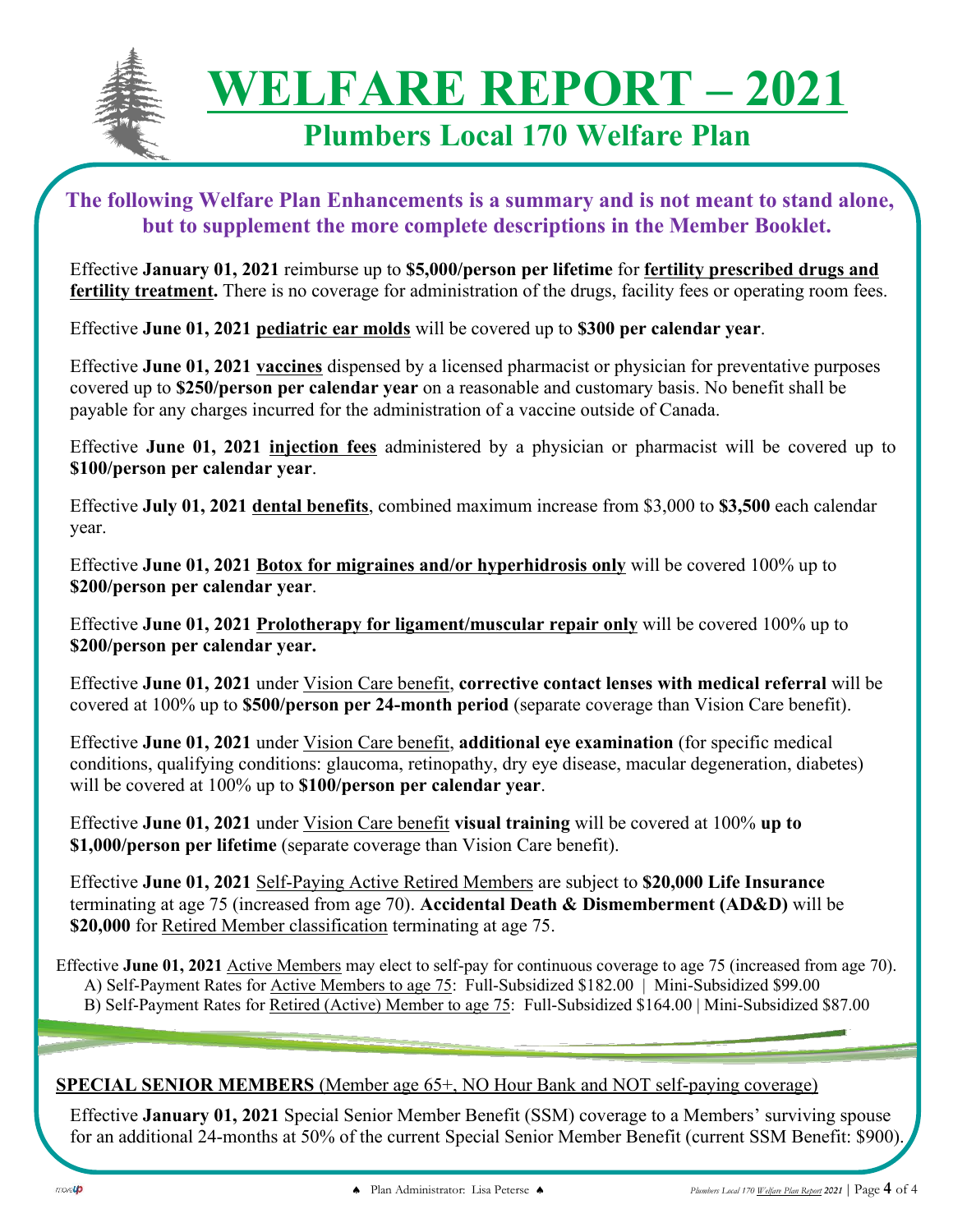# WELFARE REPORT – 2021

## Plumbers Local 170 Welfare Plan

**The following Welfare Plan Enhancements is a summary and is not meant to stand alone, but to supplement the more complete descriptions in the Member Booklet.**

Effective **January 01, 2021** reimburse up to **$5,000/person per lifetime** for **fertility prescribed drugs and fertility treatment.** There is no coverage for administration of the drugs, facility fees or operating room fees.

Effective **June 01, 2021 pediatric ear molds** will be covered up to **$300 per calendar year**.

Effective **June 01, 2021 vaccines** dispensed by a licensed pharmacist or physician for preventative purposes covered up to **$250/person per calendar year** on a reasonable and customary basis. No benefit shall be payable for any charges incurred for the administration of a vaccine outside of Canada.

Effective **June 01, 2021 injection fees** administered by a physician or pharmacist will be covered up to **$100/person per calendar year**.

Effective **July 01, 2021 dental benefits**, combined maximum increase from $3,000 to **$3,500** each calendar year.

Effective **June 01, 2021 Botox for migraines and/or hyperhidrosis only** will be covered 100% up to **$200/person per calendar year**.

Effective **June 01, 2021 Prolotherapy for ligament/muscular repair only** will be covered 100% up to **$200/person per calendar year.**

Effective **June 01, 2021** under Vision Care benefit, **corrective contact lenses with medical referral** will be covered at 100% up to **$500/person per 24-month period** (separate coverage than Vision Care benefit).

Effective **June 01, 2021** under Vision Care benefit, **additional eye examination** (for specific medical conditions, qualifying conditions: glaucoma, retinopathy, dry eye disease, macular degeneration, diabetes) will be covered at 100% up to **$100/person per calendar year**.

Effective **June 01, 2021** under Vision Care benefit **visual training** will be covered at 100% **up to $1,000/person per lifetime** (separate coverage than Vision Care benefit).

Effective **June 01, 2021** Self-Paying Active Retired Members are subject to **$20,000 Life Insurance** terminating at age 75 (increased from age 70). **Accidental Death & Dismemberment (AD&D)** will be **$20,000** for Retired Member classification terminating at age 75.

Effective **June 01, 2021** Active Members may elect to self-pay for continuous coverage to age 75 (increased from age 70).

A) Self-Payment Rates for Active Members to age 75: Full-Subsidized $182.00 | Mini-Subsidized $99.00

B) Self-Payment Rates for Retired (Active) Member to age 75: Full-Subsidized $164.00 | Mini-Subsidized $87.00

**SPECIAL SENIOR MEMBERS** (Member age 65+, NO Hour Bank and NOT self-paying coverage)

Effective **January 01, 2021** Special Senior Member Benefit (SSM) coverage to a Members' surviving spouse for an additional 24-months at 50% of the current Special Senior Member Benefit (current SSM Benefit: $900).

♠ Plan Administrator: Lisa Peterse ♠